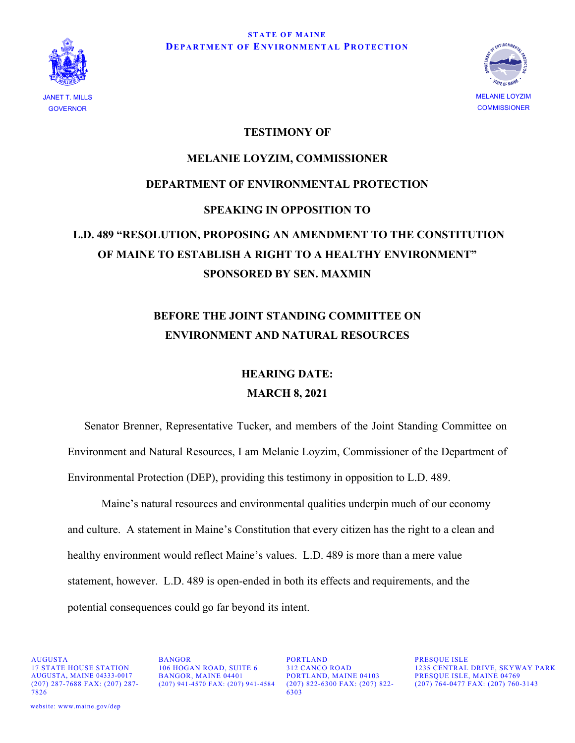STATE OF MAINE
DEPARTMENT OF ENVIRONMENTAL PROTECTION

JANET T. MILLS
GOVERNOR

MELANIE LOYZIM
COMMISSIONER

# TESTIMONY OF

# MELANIE LOYZIM, COMMISSIONER

# DEPARTMENT OF ENVIRONMENTAL PROTECTION

# SPEAKING IN OPPOSITION TO

# L.D. 489 "RESOLUTION, PROPOSING AN AMENDMENT TO THE CONSTITUTION OF MAINE TO ESTABLISH A RIGHT TO A HEALTHY ENVIRONMENT" SPONSORED BY SEN. MAXMIN

## BEFORE THE JOINT STANDING COMMITTEE ON ENVIRONMENT AND NATURAL RESOURCES

## HEARING DATE: MARCH 8, 2021

Senator Brenner, Representative Tucker, and members of the Joint Standing Committee on Environment and Natural Resources, I am Melanie Loyzim, Commissioner of the Department of Environmental Protection (DEP), providing this testimony in opposition to L.D. 489.

Maine's natural resources and environmental qualities underpin much of our economy and culture. A statement in Maine's Constitution that every citizen has the right to a clean and healthy environment would reflect Maine's values. L.D. 489 is more than a mere value statement, however. L.D. 489 is open-ended in both its effects and requirements, and the potential consequences could go far beyond its intent.

AUGUSTA
17 STATE HOUSE STATION
AUGUSTA, MAINE 04333-0017
(207) 287-7688 FAX: (207) 287-7826

BANGOR
106 HOGAN ROAD, SUITE 6
BANGOR, MAINE 04401
(207) 941-4570 FAX: (207) 941-4584

PORTLAND
312 CANCO ROAD
PORTLAND, MAINE 04103
(207) 822-6300 FAX: (207) 822-6303

PRESQUE ISLE
1235 CENTRAL DRIVE, SKYWAY PARK
PRESQUE ISLE, MAINE 04769
(207) 764-0477 FAX: (207) 760-3143

website: www.maine.gov/dep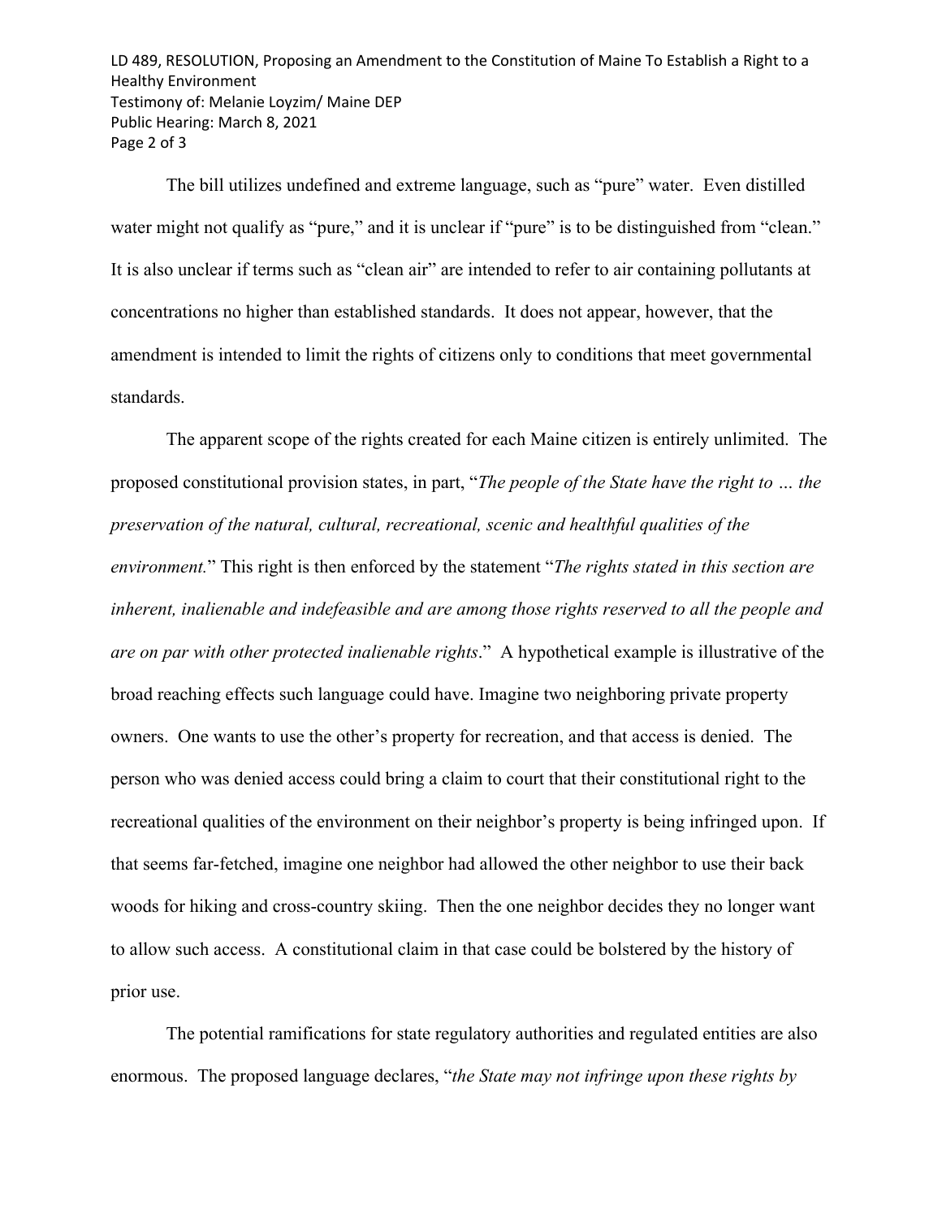The bill utilizes undefined and extreme language, such as "pure" water. Even distilled water might not qualify as "pure," and it is unclear if "pure" is to be distinguished from "clean." It is also unclear if terms such as "clean air" are intended to refer to air containing pollutants at concentrations no higher than established standards. It does not appear, however, that the amendment is intended to limit the rights of citizens only to conditions that meet governmental standards.

The apparent scope of the rights created for each Maine citizen is entirely unlimited. The proposed constitutional provision states, in part, "*The people of the State have the right to … the preservation of the natural, cultural, recreational, scenic and healthful qualities of the environment.*" This right is then enforced by the statement "*The rights stated in this section are inherent, inalienable and indefeasible and are among those rights reserved to all the people and are on par with other protected inalienable rights*." A hypothetical example is illustrative of the broad reaching effects such language could have. Imagine two neighboring private property owners. One wants to use the other's property for recreation, and that access is denied. The person who was denied access could bring a claim to court that their constitutional right to the recreational qualities of the environment on their neighbor's property is being infringed upon. If that seems far-fetched, imagine one neighbor had allowed the other neighbor to use their back woods for hiking and cross-country skiing. Then the one neighbor decides they no longer want to allow such access. A constitutional claim in that case could be bolstered by the history of prior use.

The potential ramifications for state regulatory authorities and regulated entities are also enormous. The proposed language declares, "*the State may not infringe upon these rights by*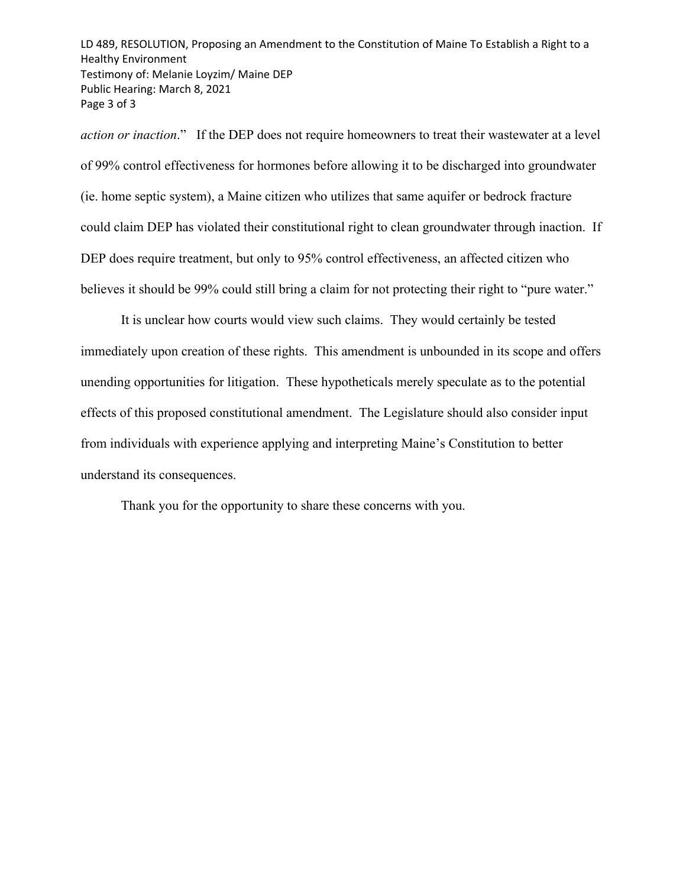*action or inaction*." If the DEP does not require homeowners to treat their wastewater at a level of 99% control effectiveness for hormones before allowing it to be discharged into groundwater (ie. home septic system), a Maine citizen who utilizes that same aquifer or bedrock fracture could claim DEP has violated their constitutional right to clean groundwater through inaction. If DEP does require treatment, but only to 95% control effectiveness, an affected citizen who believes it should be 99% could still bring a claim for not protecting their right to "pure water."

It is unclear how courts would view such claims. They would certainly be tested immediately upon creation of these rights. This amendment is unbounded in its scope and offers unending opportunities for litigation. These hypotheticals merely speculate as to the potential effects of this proposed constitutional amendment. The Legislature should also consider input from individuals with experience applying and interpreting Maine's Constitution to better understand its consequences.

Thank you for the opportunity to share these concerns with you.